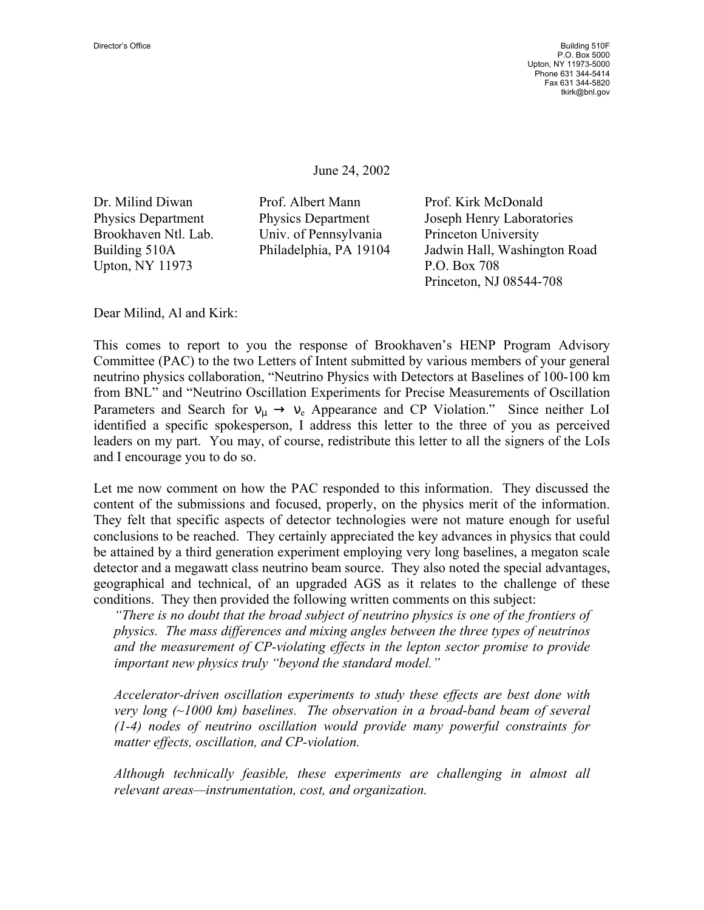Director's Office

Building 510F
P.O. Box 5000
Upton, NY 11973-5000
Phone 631 344-5414
Fax 631 344-5820
tkirk@bnl.gov

June 24, 2002

Dr. Milind Diwan
Physics Department
Brookhaven Ntl. Lab.
Building 510A
Upton, NY 11973

Prof. Albert Mann
Physics Department
Univ. of Pennsylvania
Philadelphia, PA 19104

Prof. Kirk McDonald
Joseph Henry Laboratories
Princeton University
Jadwin Hall, Washington Road
P.O. Box 708
Princeton, NJ 08544-708

Dear Milind, Al and Kirk:

This comes to report to you the response of Brookhaven's HENP Program Advisory Committee (PAC) to the two Letters of Intent submitted by various members of your general neutrino physics collaboration, "Neutrino Physics with Detectors at Baselines of 100-100 km from BNL" and "Neutrino Oscillation Experiments for Precise Measurements of Oscillation Parameters and Search for $\nu_\mu \rightarrow \nu_e$ Appearance and CP Violation." Since neither LoI identified a specific spokesperson, I address this letter to the three of you as perceived leaders on my part. You may, of course, redistribute this letter to all the signers of the LoIs and I encourage you to do so.

Let me now comment on how the PAC responded to this information. They discussed the content of the submissions and focused, properly, on the physics merit of the information. They felt that specific aspects of detector technologies were not mature enough for useful conclusions to be reached. They certainly appreciated the key advances in physics that could be attained by a third generation experiment employing very long baselines, a megaton scale detector and a megawatt class neutrino beam source. They also noted the special advantages, geographical and technical, of an upgraded AGS as it relates to the challenge of these conditions. They then provided the following written comments on this subject:

> *"There is no doubt that the broad subject of neutrino physics is one of the frontiers of physics. The mass differences and mixing angles between the three types of neutrinos and the measurement of CP-violating effects in the lepton sector promise to provide important new physics truly "beyond the standard model."*
>
> *Accelerator-driven oscillation experiments to study these effects are best done with very long (~1000 km) baselines. The observation in a broad-band beam of several (1-4) nodes of neutrino oscillation would provide many powerful constraints for matter effects, oscillation, and CP-violation.*
>
> *Although technically feasible, these experiments are challenging in almost all relevant areas—instrumentation, cost, and organization.*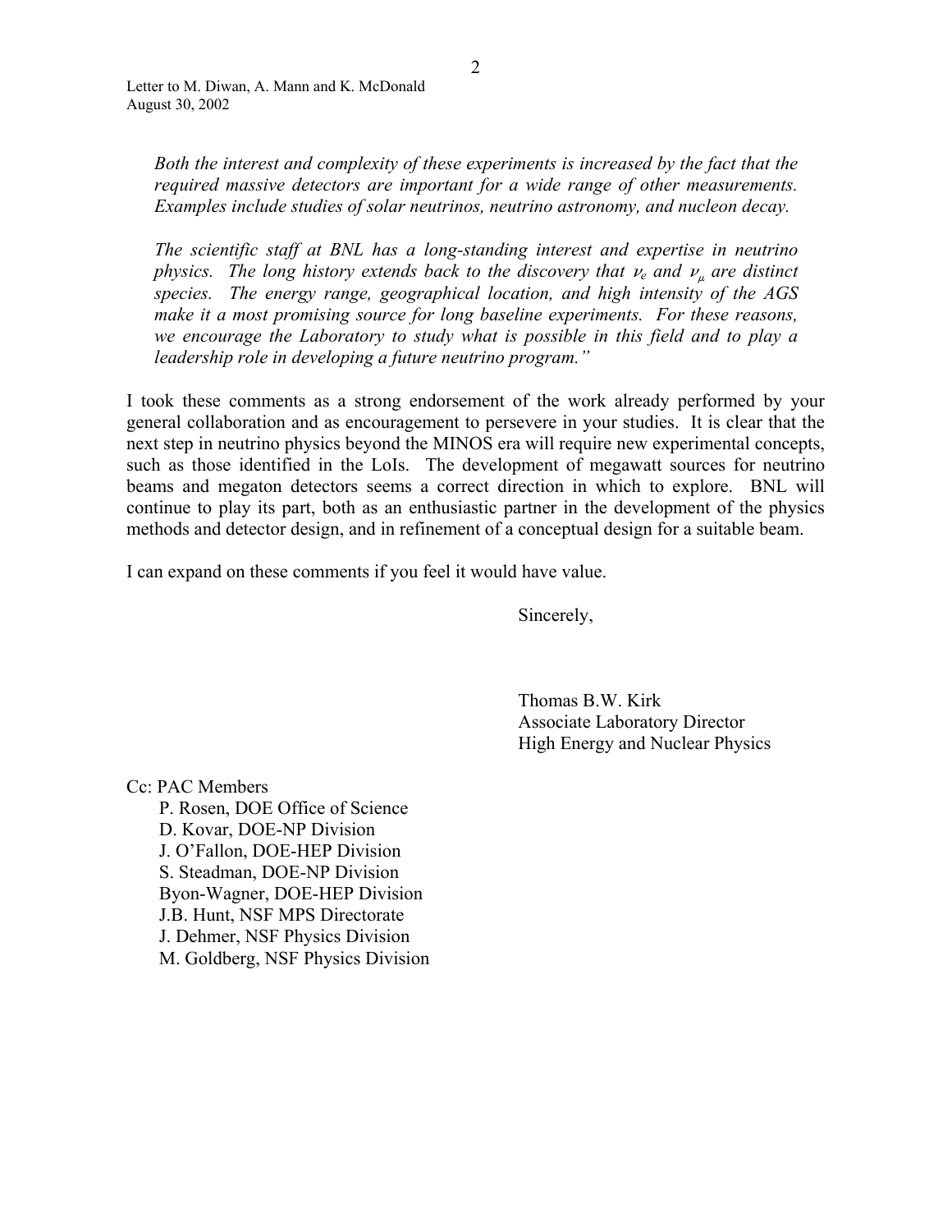*Both the interest and complexity of these experiments is increased by the fact that the required massive detectors are important for a wide range of other measurements. Examples include studies of solar neutrinos, neutrino astronomy, and nucleon decay.*

*The scientific staff at BNL has a long-standing interest and expertise in neutrino physics. The long history extends back to the discovery that $\nu_e$ and $\nu_\mu$ are distinct species. The energy range, geographical location, and high intensity of the AGS make it a most promising source for long baseline experiments. For these reasons, we encourage the Laboratory to study what is possible in this field and to play a leadership role in developing a future neutrino program."*

I took these comments as a strong endorsement of the work already performed by your general collaboration and as encouragement to persevere in your studies. It is clear that the next step in neutrino physics beyond the MINOS era will require new experimental concepts, such as those identified in the LoIs. The development of megawatt sources for neutrino beams and megaton detectors seems a correct direction in which to explore. BNL will continue to play its part, both as an enthusiastic partner in the development of the physics methods and detector design, and in refinement of a conceptual design for a suitable beam.

I can expand on these comments if you feel it would have value.

Sincerely,

Thomas B.W. Kirk
Associate Laboratory Director
High Energy and Nuclear Physics

Cc: PAC Members
P. Rosen, DOE Office of Science
D. Kovar, DOE-NP Division
J. O'Fallon, DOE-HEP Division
S. Steadman, DOE-NP Division
Byon-Wagner, DOE-HEP Division
J.B. Hunt, NSF MPS Directorate
J. Dehmer, NSF Physics Division
M. Goldberg, NSF Physics Division